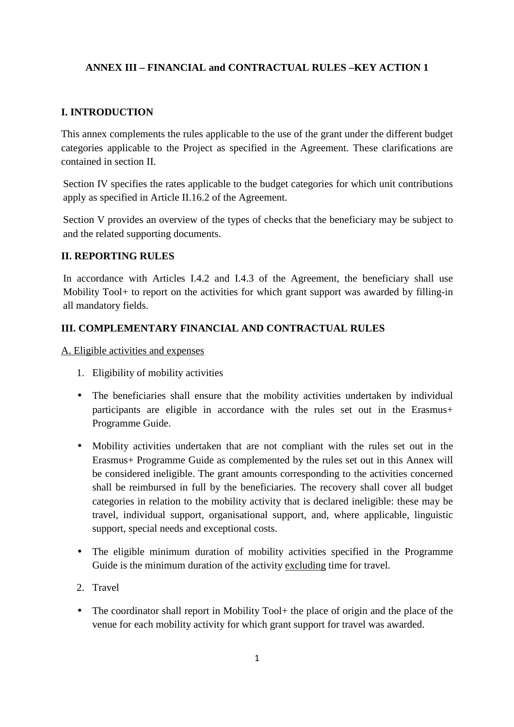# ANNEX III – FINANCIAL and CONTRACTUAL RULES –KEY ACTION 1

## I. INTRODUCTION

This annex complements the rules applicable to the use of the grant under the different budget categories applicable to the Project as specified in the Agreement. These clarifications are contained in section II.

Section IV specifies the rates applicable to the budget categories for which unit contributions apply as specified in Article II.16.2 of the Agreement.

Section V provides an overview of the types of checks that the beneficiary may be subject to and the related supporting documents.

## II. REPORTING RULES

In accordance with Articles I.4.2 and I.4.3 of the Agreement, the beneficiary shall use Mobility Tool+ to report on the activities for which grant support was awarded by filling-in all mandatory fields.

## III. COMPLEMENTARY FINANCIAL AND CONTRACTUAL RULES

A. Eligible activities and expenses

1. Eligibility of mobility activities

- The beneficiaries shall ensure that the mobility activities undertaken by individual participants are eligible in accordance with the rules set out in the Erasmus+ Programme Guide.
- Mobility activities undertaken that are not compliant with the rules set out in the Erasmus+ Programme Guide as complemented by the rules set out in this Annex will be considered ineligible. The grant amounts corresponding to the activities concerned shall be reimbursed in full by the beneficiaries. The recovery shall cover all budget categories in relation to the mobility activity that is declared ineligible: these may be travel, individual support, organisational support, and, where applicable, linguistic support, special needs and exceptional costs.
- The eligible minimum duration of mobility activities specified in the Programme Guide is the minimum duration of the activity excluding time for travel.

2. Travel

- The coordinator shall report in Mobility Tool+ the place of origin and the place of the venue for each mobility activity for which grant support for travel was awarded.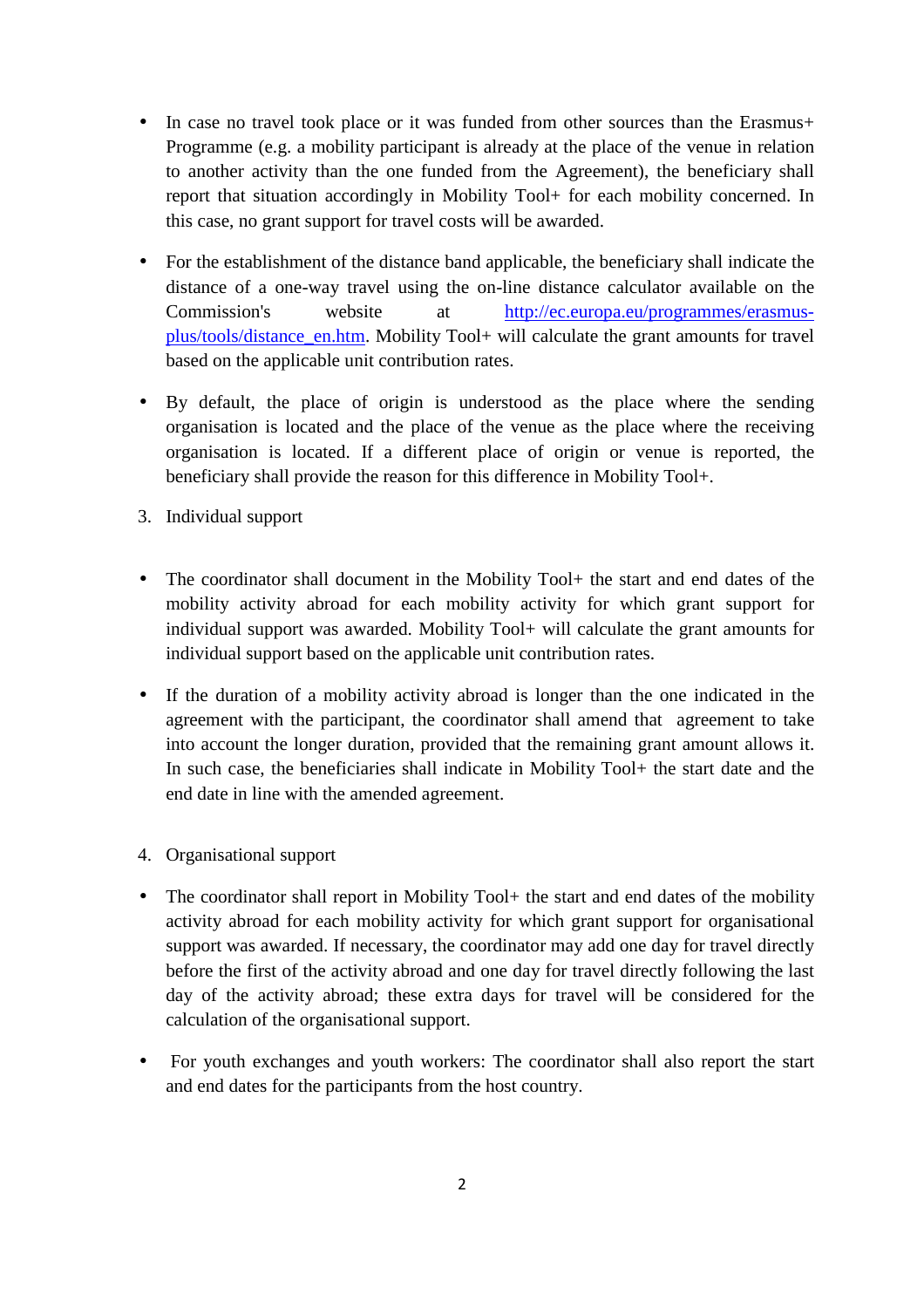- In case no travel took place or it was funded from other sources than the Erasmus+ Programme (e.g. a mobility participant is already at the place of the venue in relation to another activity than the one funded from the Agreement), the beneficiary shall report that situation accordingly in Mobility Tool+ for each mobility concerned. In this case, no grant support for travel costs will be awarded.

- For the establishment of the distance band applicable, the beneficiary shall indicate the distance of a one-way travel using the on-line distance calculator available on the Commission's website at [http://ec.europa.eu/programmes/erasmus-plus/tools/distance_en.htm](http://ec.europa.eu/programmes/erasmus-plus/tools/distance_en.htm). Mobility Tool+ will calculate the grant amounts for travel based on the applicable unit contribution rates.

- By default, the place of origin is understood as the place where the sending organisation is located and the place of the venue as the place where the receiving organisation is located. If a different place of origin or venue is reported, the beneficiary shall provide the reason for this difference in Mobility Tool+.

3. Individual support

- The coordinator shall document in the Mobility Tool+ the start and end dates of the mobility activity abroad for each mobility activity for which grant support for individual support was awarded. Mobility Tool+ will calculate the grant amounts for individual support based on the applicable unit contribution rates.

- If the duration of a mobility activity abroad is longer than the one indicated in the agreement with the participant, the coordinator shall amend that agreement to take into account the longer duration, provided that the remaining grant amount allows it. In such case, the beneficiaries shall indicate in Mobility Tool+ the start date and the end date in line with the amended agreement.

4. Organisational support

- The coordinator shall report in Mobility Tool+ the start and end dates of the mobility activity abroad for each mobility activity for which grant support for organisational support was awarded. If necessary, the coordinator may add one day for travel directly before the first of the activity abroad and one day for travel directly following the last day of the activity abroad; these extra days for travel will be considered for the calculation of the organisational support.

- For youth exchanges and youth workers: The coordinator shall also report the start and end dates for the participants from the host country.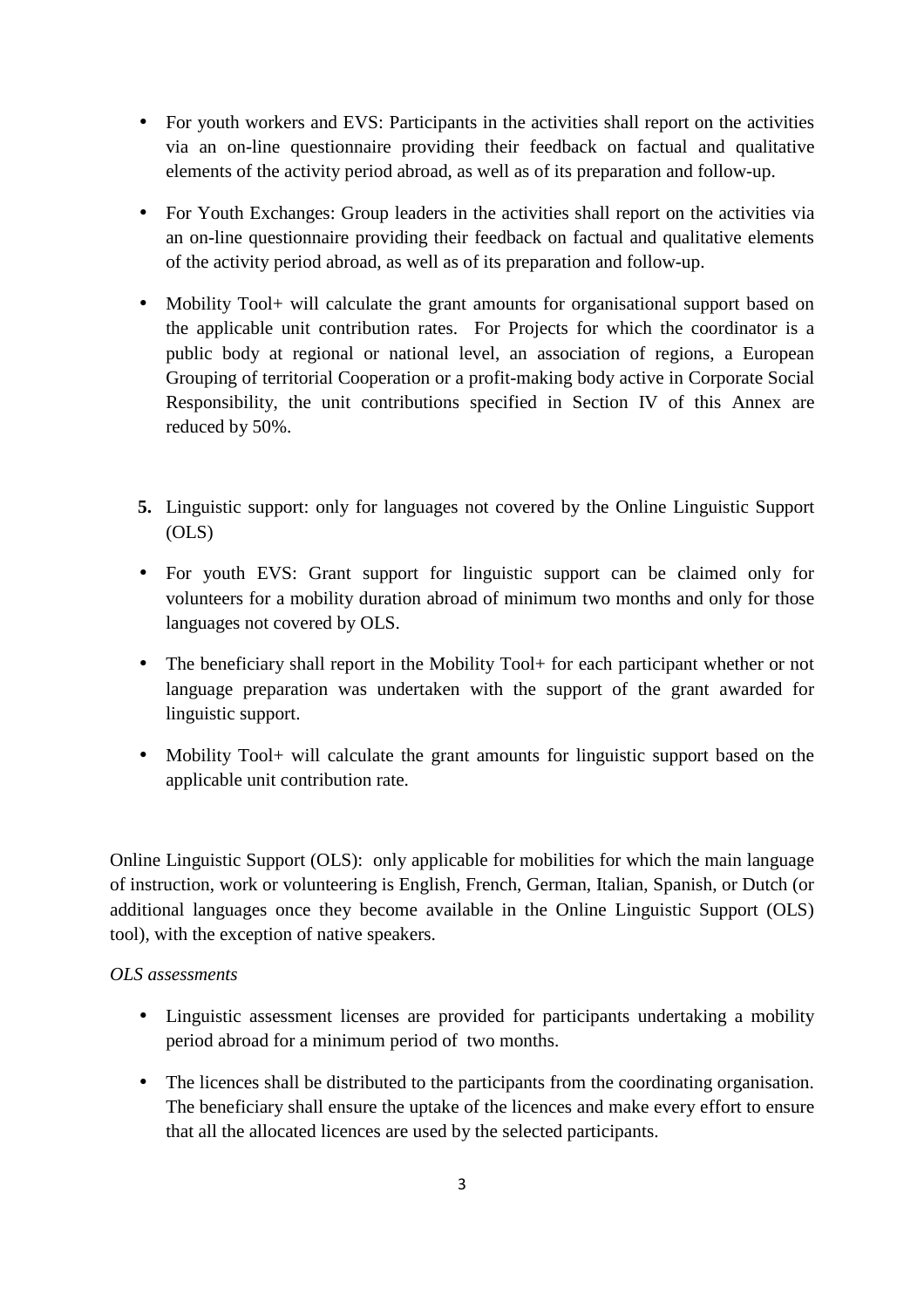- For youth workers and EVS: Participants in the activities shall report on the activities via an on-line questionnaire providing their feedback on factual and qualitative elements of the activity period abroad, as well as of its preparation and follow-up.

- For Youth Exchanges: Group leaders in the activities shall report on the activities via an on-line questionnaire providing their feedback on factual and qualitative elements of the activity period abroad, as well as of its preparation and follow-up.

- Mobility Tool+ will calculate the grant amounts for organisational support based on the applicable unit contribution rates. For Projects for which the coordinator is a public body at regional or national level, an association of regions, a European Grouping of territorial Cooperation or a profit-making body active in Corporate Social Responsibility, the unit contributions specified in Section IV of this Annex are reduced by 50%.

**5.** Linguistic support: only for languages not covered by the Online Linguistic Support (OLS)

- For youth EVS: Grant support for linguistic support can be claimed only for volunteers for a mobility duration abroad of minimum two months and only for those languages not covered by OLS.

- The beneficiary shall report in the Mobility Tool+ for each participant whether or not language preparation was undertaken with the support of the grant awarded for linguistic support.

- Mobility Tool+ will calculate the grant amounts for linguistic support based on the applicable unit contribution rate.

Online Linguistic Support (OLS): only applicable for mobilities for which the main language of instruction, work or volunteering is English, French, German, Italian, Spanish, or Dutch (or additional languages once they become available in the Online Linguistic Support (OLS) tool), with the exception of native speakers.

*OLS assessments*

- Linguistic assessment licenses are provided for participants undertaking a mobility period abroad for a minimum period of two months.

- The licences shall be distributed to the participants from the coordinating organisation. The beneficiary shall ensure the uptake of the licences and make every effort to ensure that all the allocated licences are used by the selected participants.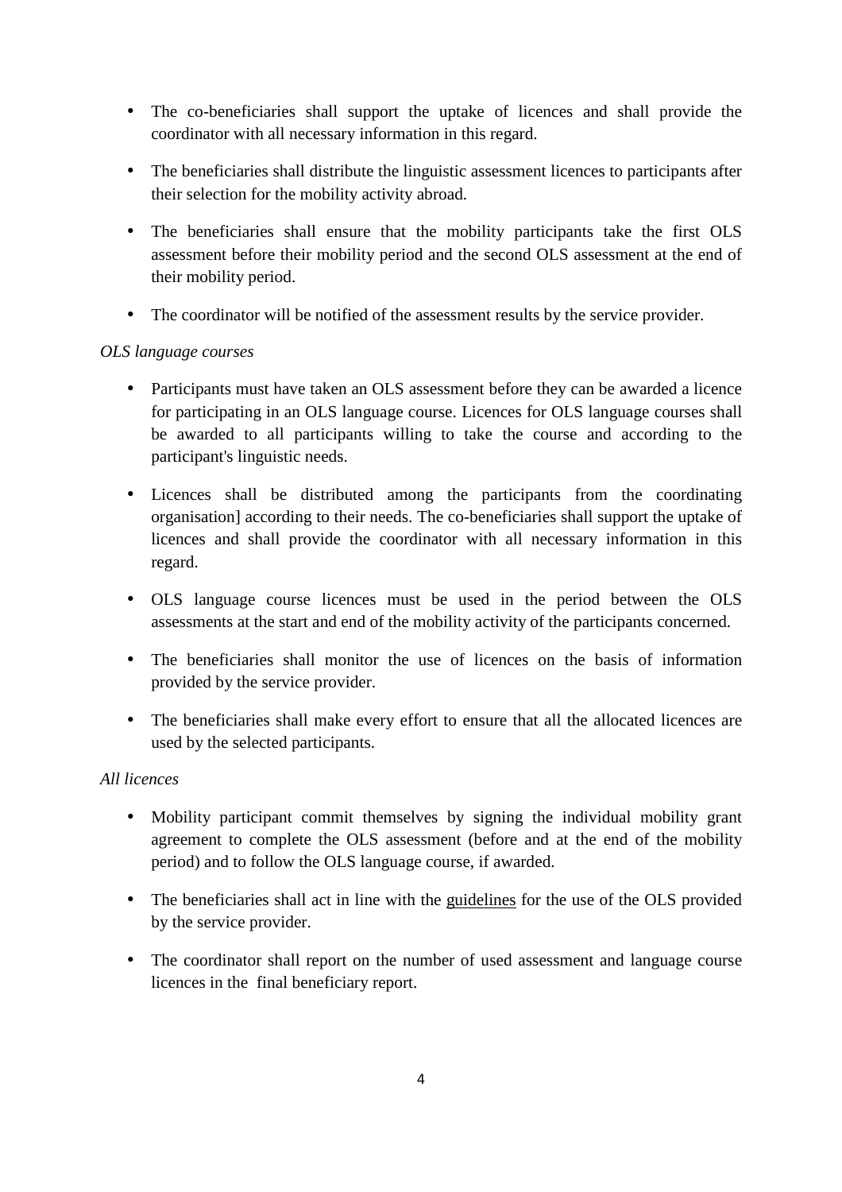- The co-beneficiaries shall support the uptake of licences and shall provide the coordinator with all necessary information in this regard.

- The beneficiaries shall distribute the linguistic assessment licences to participants after their selection for the mobility activity abroad.

- The beneficiaries shall ensure that the mobility participants take the first OLS assessment before their mobility period and the second OLS assessment at the end of their mobility period.

- The coordinator will be notified of the assessment results by the service provider.

*OLS language courses*

- Participants must have taken an OLS assessment before they can be awarded a licence for participating in an OLS language course. Licences for OLS language courses shall be awarded to all participants willing to take the course and according to the participant's linguistic needs.

- Licences shall be distributed among the participants from the coordinating organisation] according to their needs. The co-beneficiaries shall support the uptake of licences and shall provide the coordinator with all necessary information in this regard.

- OLS language course licences must be used in the period between the OLS assessments at the start and end of the mobility activity of the participants concerned.

- The beneficiaries shall monitor the use of licences on the basis of information provided by the service provider.

- The beneficiaries shall make every effort to ensure that all the allocated licences are used by the selected participants.

*All licences*

- Mobility participant commit themselves by signing the individual mobility grant agreement to complete the OLS assessment (before and at the end of the mobility period) and to follow the OLS language course, if awarded.

- The beneficiaries shall act in line with the guidelines for the use of the OLS provided by the service provider.

- The coordinator shall report on the number of used assessment and language course licences in the final beneficiary report.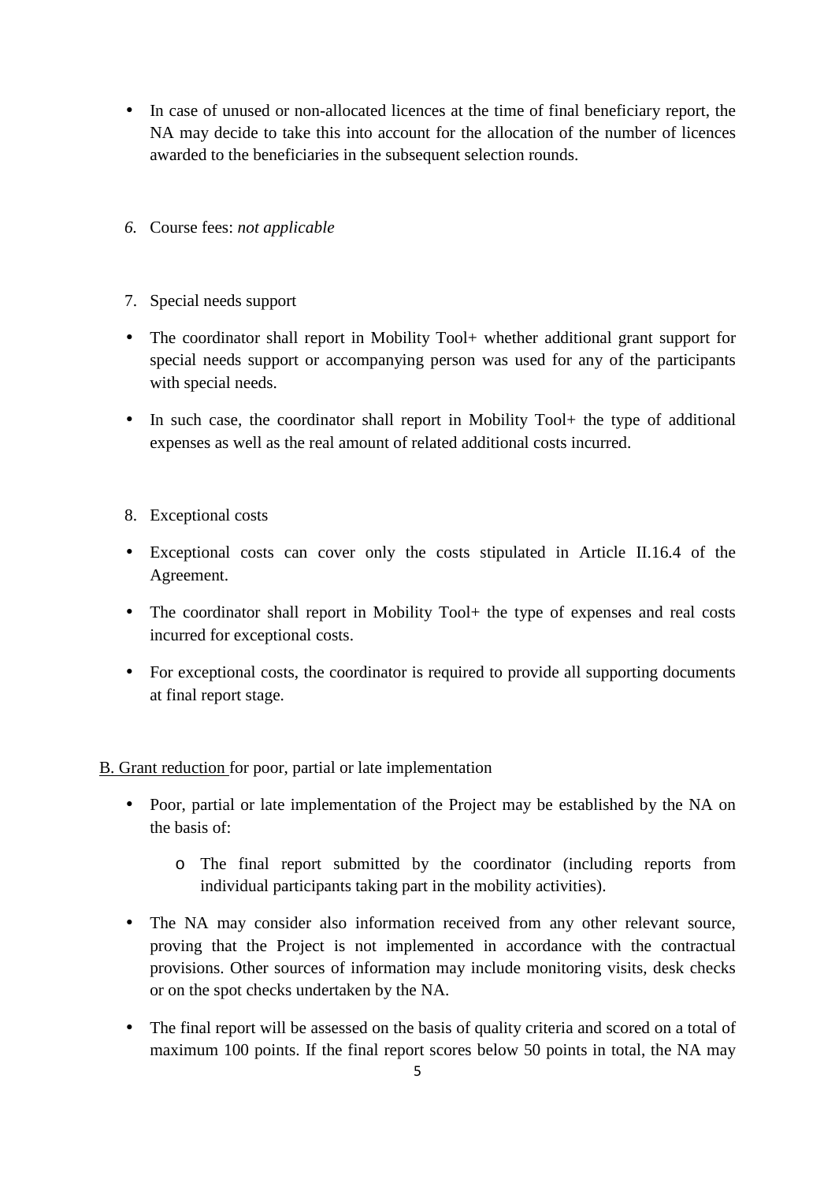- In case of unused or non-allocated licences at the time of final beneficiary report, the NA may decide to take this into account for the allocation of the number of licences awarded to the beneficiaries in the subsequent selection rounds.

6. Course fees: *not applicable*

7. Special needs support

- The coordinator shall report in Mobility Tool+ whether additional grant support for special needs support or accompanying person was used for any of the participants with special needs.

- In such case, the coordinator shall report in Mobility Tool+ the type of additional expenses as well as the real amount of related additional costs incurred.

8. Exceptional costs

- Exceptional costs can cover only the costs stipulated in Article II.16.4 of the Agreement.

- The coordinator shall report in Mobility Tool+ the type of expenses and real costs incurred for exceptional costs.

- For exceptional costs, the coordinator is required to provide all supporting documents at final report stage.

B. Grant reduction for poor, partial or late implementation

- Poor, partial or late implementation of the Project may be established by the NA on the basis of:

    - The final report submitted by the coordinator (including reports from individual participants taking part in the mobility activities).

- The NA may consider also information received from any other relevant source, proving that the Project is not implemented in accordance with the contractual provisions. Other sources of information may include monitoring visits, desk checks or on the spot checks undertaken by the NA.

- The final report will be assessed on the basis of quality criteria and scored on a total of maximum 100 points. If the final report scores below 50 points in total, the NA may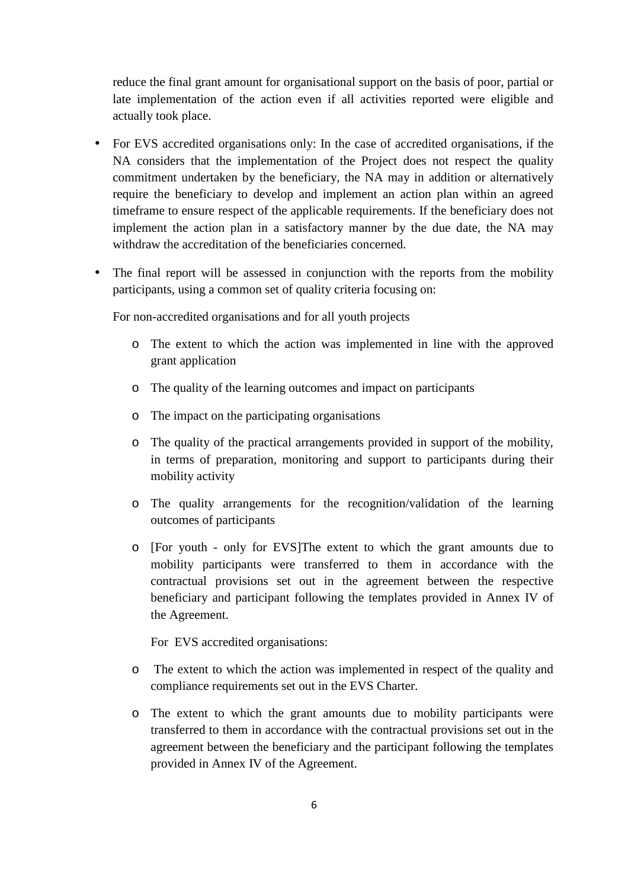reduce the final grant amount for organisational support on the basis of poor, partial or late implementation of the action even if all activities reported were eligible and actually took place.

- For EVS accredited organisations only: In the case of accredited organisations, if the NA considers that the implementation of the Project does not respect the quality commitment undertaken by the beneficiary, the NA may in addition or alternatively require the beneficiary to develop and implement an action plan within an agreed timeframe to ensure respect of the applicable requirements. If the beneficiary does not implement the action plan in a satisfactory manner by the due date, the NA may withdraw the accreditation of the beneficiaries concerned.

- The final report will be assessed in conjunction with the reports from the mobility participants, using a common set of quality criteria focusing on:

  For non-accredited organisations and for all youth projects

  - The extent to which the action was implemented in line with the approved grant application
  - The quality of the learning outcomes and impact on participants
  - The impact on the participating organisations
  - The quality of the practical arrangements provided in support of the mobility, in terms of preparation, monitoring and support to participants during their mobility activity
  - The quality arrangements for the recognition/validation of the learning outcomes of participants
  - [For youth - only for EVS]The extent to which the grant amounts due to mobility participants were transferred to them in accordance with the contractual provisions set out in the agreement between the respective beneficiary and participant following the templates provided in Annex IV of the Agreement.

  For EVS accredited organisations:

  - The extent to which the action was implemented in respect of the quality and compliance requirements set out in the EVS Charter.
  - The extent to which the grant amounts due to mobility participants were transferred to them in accordance with the contractual provisions set out in the agreement between the beneficiary and the participant following the templates provided in Annex IV of the Agreement.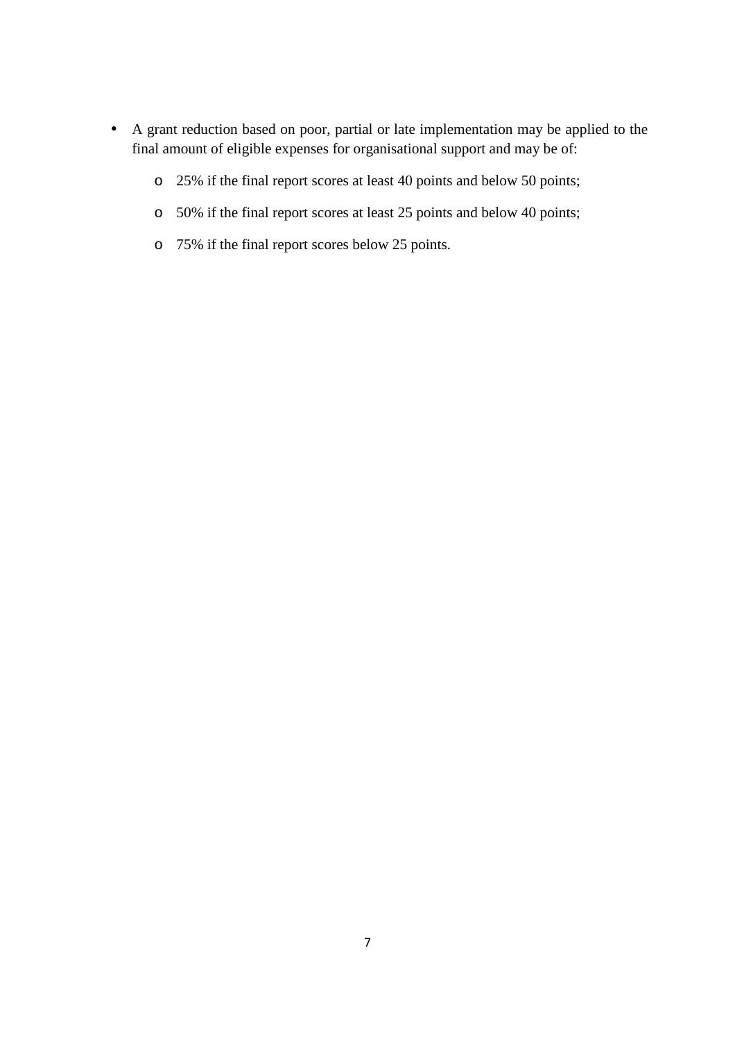- A grant reduction based on poor, partial or late implementation may be applied to the final amount of eligible expenses for organisational support and may be of:
  - 25% if the final report scores at least 40 points and below 50 points;
  - 50% if the final report scores at least 25 points and below 40 points;
  - 75% if the final report scores below 25 points.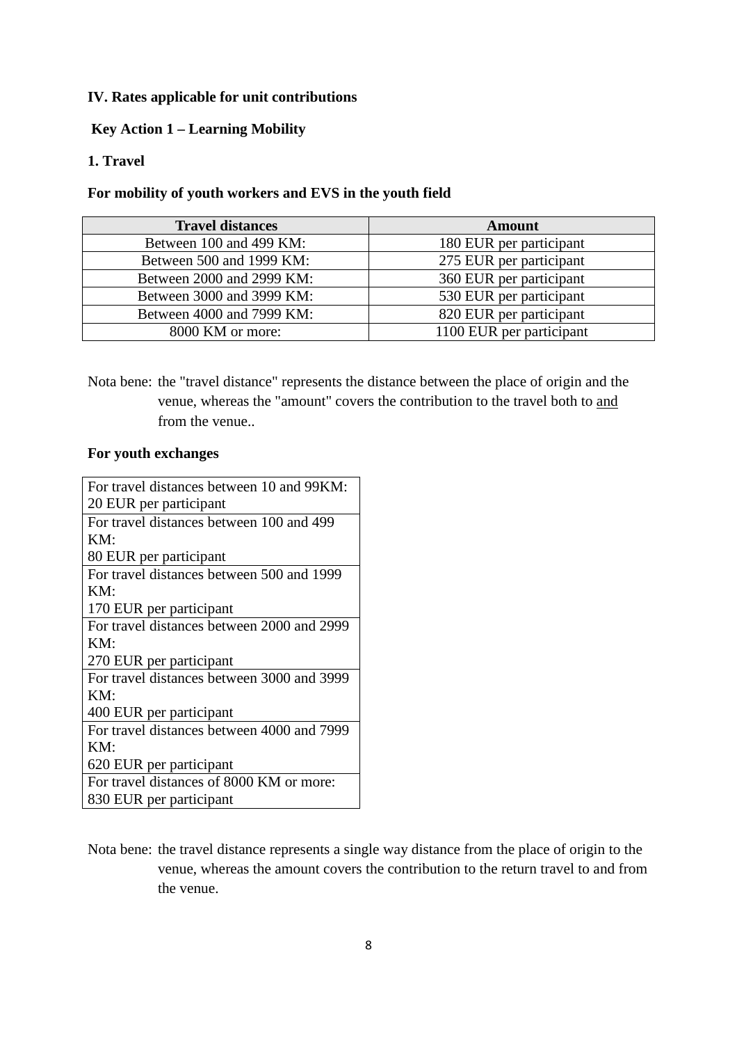**IV. Rates applicable for unit contributions**

**Key Action 1 – Learning Mobility**

**1. Travel**

**For mobility of youth workers and EVS in the youth field**

| Travel distances | Amount |
|---|---|
| Between 100 and 499 KM: | 180 EUR per participant |
| Between 500 and 1999 KM: | 275 EUR per participant |
| Between 2000 and 2999 KM: | 360 EUR per participant |
| Between 3000 and 3999 KM: | 530 EUR per participant |
| Between 4000 and 7999 KM: | 820 EUR per participant |
| 8000 KM or more: | 1100 EUR per participant |

Nota bene: the "travel distance" represents the distance between the place of origin and the venue, whereas the "amount" covers the contribution to the travel both to and from the venue..

**For youth exchanges**

| |
|---|
| For travel distances between 10 and 99KM: 20 EUR per participant |
| For travel distances between 100 and 499 KM: 80 EUR per participant |
| For travel distances between 500 and 1999 KM: 170 EUR per participant |
| For travel distances between 2000 and 2999 KM: 270 EUR per participant |
| For travel distances between 3000 and 3999 KM: 400 EUR per participant |
| For travel distances between 4000 and 7999 KM: 620 EUR per participant |
| For travel distances of 8000 KM or more: 830 EUR per participant |

Nota bene: the travel distance represents a single way distance from the place of origin to the venue, whereas the amount covers the contribution to the return travel to and from the venue.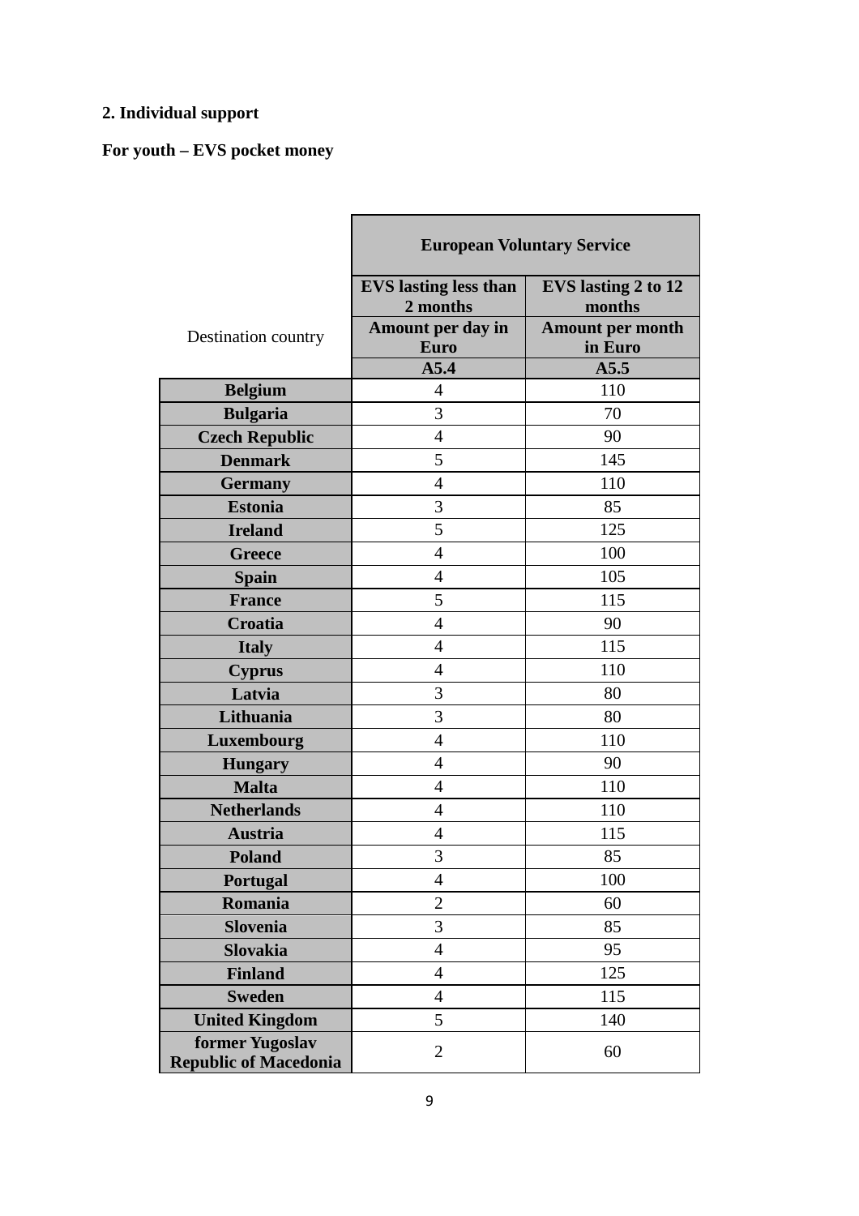**2. Individual support**

**For youth – EVS pocket money**

| Destination country | European Voluntary Service | |
|---|---|---|
| | EVS lasting less than 2 months | EVS lasting 2 to 12 months |
| | Amount per day in Euro | Amount per month in Euro |
| | A5.4 | A5.5 |
| **Belgium** | 4 | 110 |
| **Bulgaria** | 3 | 70 |
| **Czech Republic** | 4 | 90 |
| **Denmark** | 5 | 145 |
| **Germany** | 4 | 110 |
| **Estonia** | 3 | 85 |
| **Ireland** | 5 | 125 |
| **Greece** | 4 | 100 |
| **Spain** | 4 | 105 |
| **France** | 5 | 115 |
| **Croatia** | 4 | 90 |
| **Italy** | 4 | 115 |
| **Cyprus** | 4 | 110 |
| **Latvia** | 3 | 80 |
| **Lithuania** | 3 | 80 |
| **Luxembourg** | 4 | 110 |
| **Hungary** | 4 | 90 |
| **Malta** | 4 | 110 |
| **Netherlands** | 4 | 110 |
| **Austria** | 4 | 115 |
| **Poland** | 3 | 85 |
| **Portugal** | 4 | 100 |
| **Romania** | 2 | 60 |
| **Slovenia** | 3 | 85 |
| **Slovakia** | 4 | 95 |
| **Finland** | 4 | 125 |
| **Sweden** | 4 | 115 |
| **United Kingdom** | 5 | 140 |
| **former Yugoslav Republic of Macedonia** | 2 | 60 |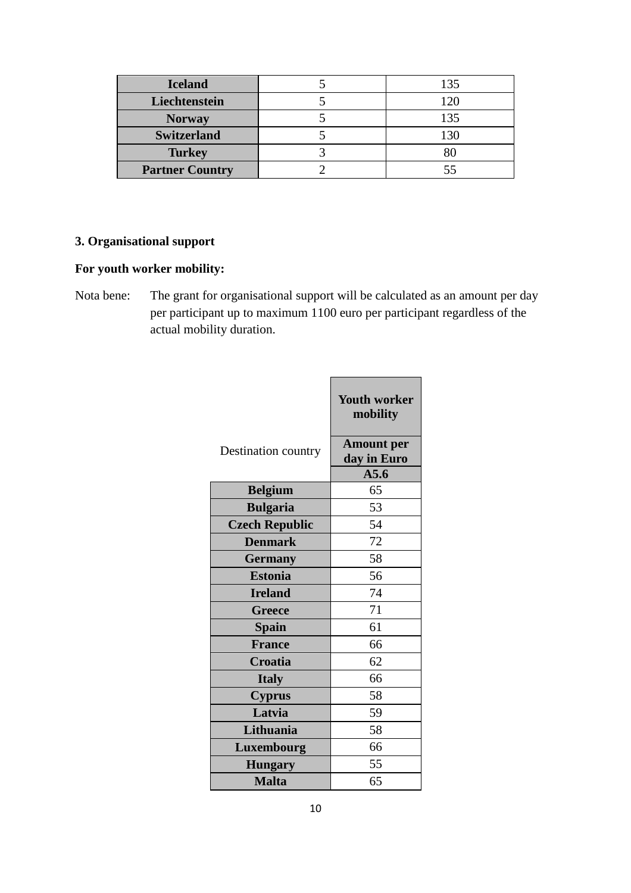| Iceland | 5 | 135 |
| --- | --- | --- |
| Liechtenstein | 5 | 120 |
| Norway | 5 | 135 |
| Switzerland | 5 | 130 |
| Turkey | 3 | 80 |
| Partner Country | 2 | 55 |

**3. Organisational support**

**For youth worker mobility:**

Nota bene: The grant for organisational support will be calculated as an amount per day per participant up to maximum 1100 euro per participant regardless of the actual mobility duration.

| Destination country | **Youth worker mobility** |
| --- | --- |
| | **Amount per day in Euro** |
| | **A5.6** |
| **Belgium** | 65 |
| **Bulgaria** | 53 |
| **Czech Republic** | 54 |
| **Denmark** | 72 |
| **Germany** | 58 |
| **Estonia** | 56 |
| **Ireland** | 74 |
| **Greece** | 71 |
| **Spain** | 61 |
| **France** | 66 |
| **Croatia** | 62 |
| **Italy** | 66 |
| **Cyprus** | 58 |
| **Latvia** | 59 |
| **Lithuania** | 58 |
| **Luxembourg** | 66 |
| **Hungary** | 55 |
| **Malta** | 65 |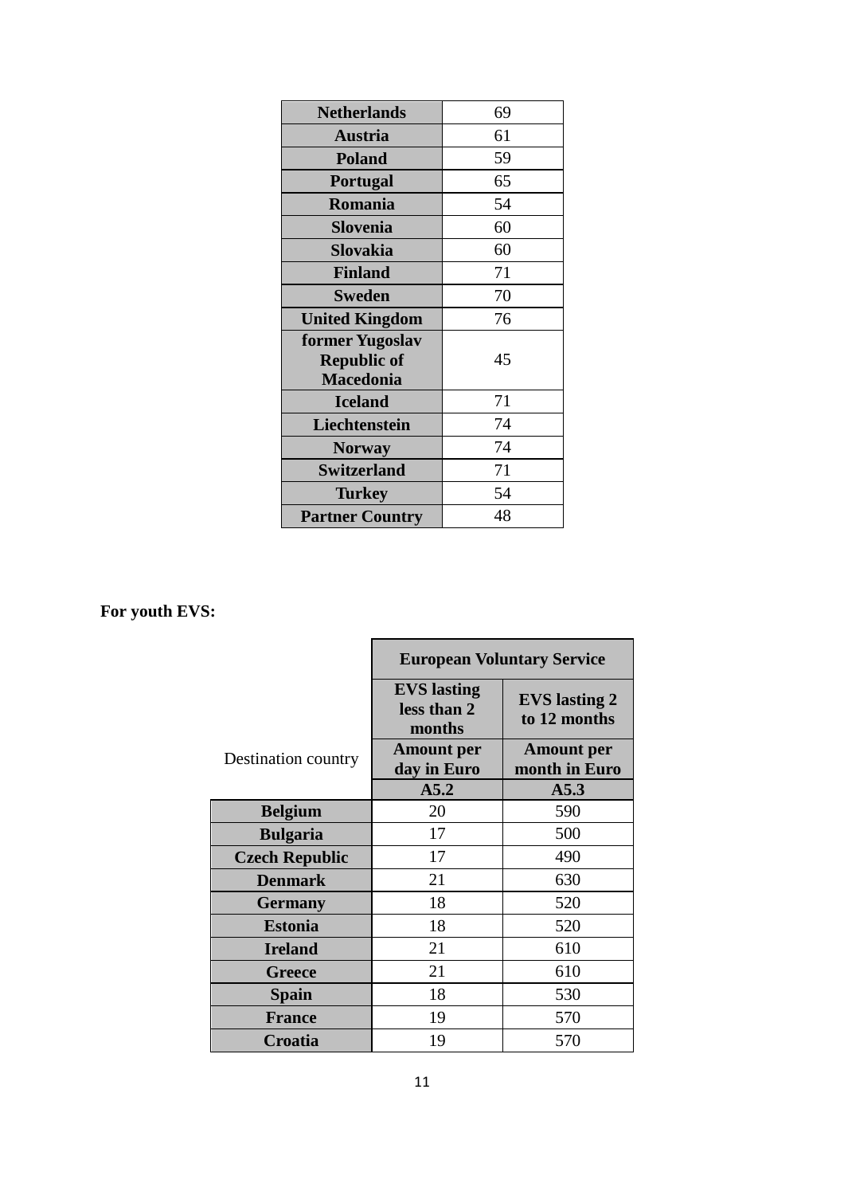| | |
|---|---|
| **Netherlands** | 69 |
| **Austria** | 61 |
| **Poland** | 59 |
| **Portugal** | 65 |
| **Romania** | 54 |
| **Slovenia** | 60 |
| **Slovakia** | 60 |
| **Finland** | 71 |
| **Sweden** | 70 |
| **United Kingdom** | 76 |
| **former Yugoslav Republic of Macedonia** | 45 |
| **Iceland** | 71 |
| **Liechtenstein** | 74 |
| **Norway** | 74 |
| **Switzerland** | 71 |
| **Turkey** | 54 |
| **Partner Country** | 48 |

**For youth EVS:**

| Destination country | **European Voluntary Service** | |
|---|---|---|
| | **EVS lasting less than 2 months** | **EVS lasting 2 to 12 months** |
| | **Amount per day in Euro** | **Amount per month in Euro** |
| | **A5.2** | **A5.3** |
| **Belgium** | 20 | 590 |
| **Bulgaria** | 17 | 500 |
| **Czech Republic** | 17 | 490 |
| **Denmark** | 21 | 630 |
| **Germany** | 18 | 520 |
| **Estonia** | 18 | 520 |
| **Ireland** | 21 | 610 |
| **Greece** | 21 | 610 |
| **Spain** | 18 | 530 |
| **France** | 19 | 570 |
| **Croatia** | 19 | 570 |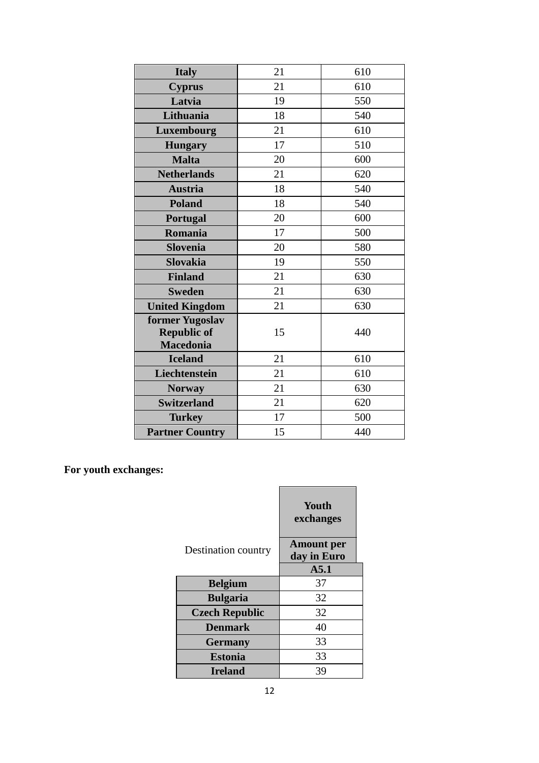| | | |
|---|---|---|
| **Italy** | 21 | 610 |
| **Cyprus** | 21 | 610 |
| **Latvia** | 19 | 550 |
| **Lithuania** | 18 | 540 |
| **Luxembourg** | 21 | 610 |
| **Hungary** | 17 | 510 |
| **Malta** | 20 | 600 |
| **Netherlands** | 21 | 620 |
| **Austria** | 18 | 540 |
| **Poland** | 18 | 540 |
| **Portugal** | 20 | 600 |
| **Romania** | 17 | 500 |
| **Slovenia** | 20 | 580 |
| **Slovakia** | 19 | 550 |
| **Finland** | 21 | 630 |
| **Sweden** | 21 | 630 |
| **United Kingdom** | 21 | 630 |
| **former Yugoslav Republic of Macedonia** | 15 | 440 |
| **Iceland** | 21 | 610 |
| **Liechtenstein** | 21 | 610 |
| **Norway** | 21 | 630 |
| **Switzerland** | 21 | 620 |
| **Turkey** | 17 | 500 |
| **Partner Country** | 15 | 440 |

**For youth exchanges:**

| Destination country | **Youth exchanges** **Amount per day in Euro** |
|---|---|
| | **A5.1** |
| **Belgium** | 37 |
| **Bulgaria** | 32 |
| **Czech Republic** | 32 |
| **Denmark** | 40 |
| **Germany** | 33 |
| **Estonia** | 33 |
| **Ireland** | 39 |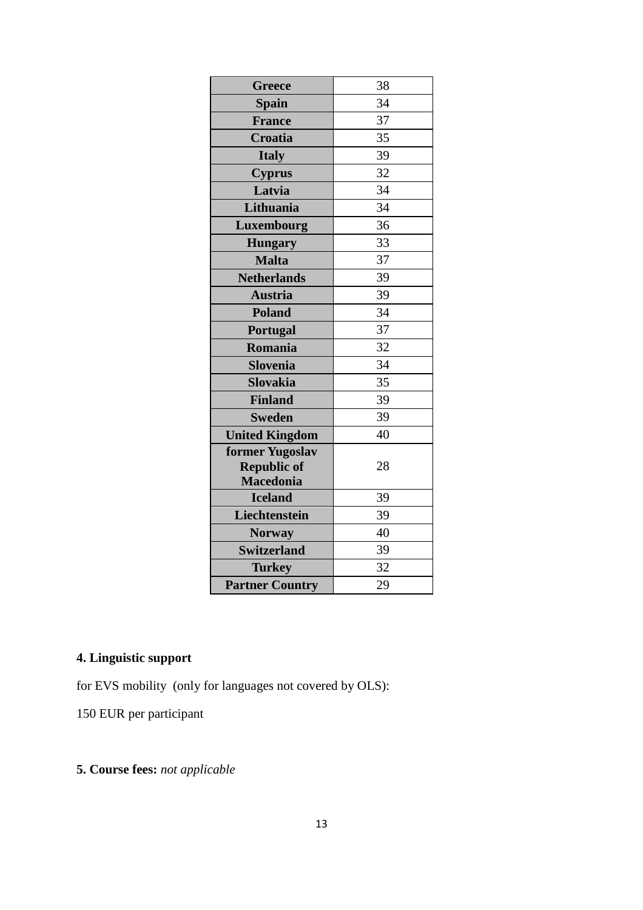| | |
|---|---|
| **Greece** | 38 |
| **Spain** | 34 |
| **France** | 37 |
| **Croatia** | 35 |
| **Italy** | 39 |
| **Cyprus** | 32 |
| **Latvia** | 34 |
| **Lithuania** | 34 |
| **Luxembourg** | 36 |
| **Hungary** | 33 |
| **Malta** | 37 |
| **Netherlands** | 39 |
| **Austria** | 39 |
| **Poland** | 34 |
| **Portugal** | 37 |
| **Romania** | 32 |
| **Slovenia** | 34 |
| **Slovakia** | 35 |
| **Finland** | 39 |
| **Sweden** | 39 |
| **United Kingdom** | 40 |
| **former Yugoslav Republic of Macedonia** | 28 |
| **Iceland** | 39 |
| **Liechtenstein** | 39 |
| **Norway** | 40 |
| **Switzerland** | 39 |
| **Turkey** | 32 |
| **Partner Country** | 29 |

**4. Linguistic support**

for EVS mobility (only for languages not covered by OLS):

150 EUR per participant

**5. Course fees:** *not applicable*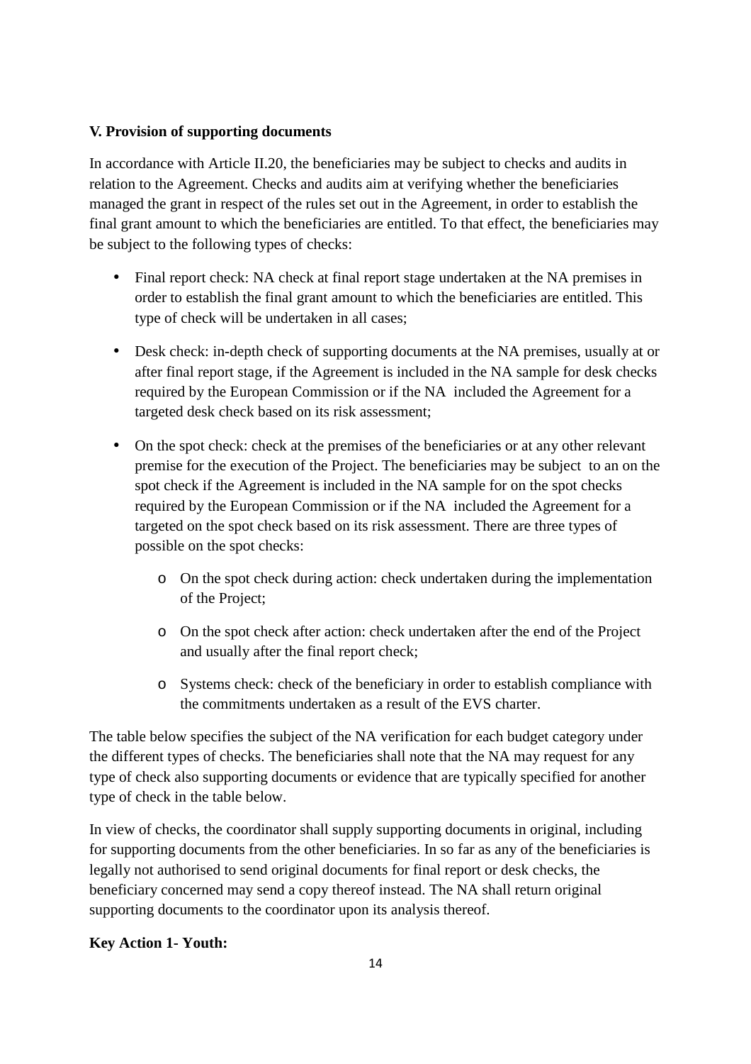**V. Provision of supporting documents**

In accordance with Article II.20, the beneficiaries may be subject to checks and audits in relation to the Agreement. Checks and audits aim at verifying whether the beneficiaries managed the grant in respect of the rules set out in the Agreement, in order to establish the final grant amount to which the beneficiaries are entitled. To that effect, the beneficiaries may be subject to the following types of checks:

- Final report check: NA check at final report stage undertaken at the NA premises in order to establish the final grant amount to which the beneficiaries are entitled. This type of check will be undertaken in all cases;
- Desk check: in-depth check of supporting documents at the NA premises, usually at or after final report stage, if the Agreement is included in the NA sample for desk checks required by the European Commission or if the NA included the Agreement for a targeted desk check based on its risk assessment;
- On the spot check: check at the premises of the beneficiaries or at any other relevant premise for the execution of the Project. The beneficiaries may be subject to an on the spot check if the Agreement is included in the NA sample for on the spot checks required by the European Commission or if the NA included the Agreement for a targeted on the spot check based on its risk assessment. There are three types of possible on the spot checks:
    - On the spot check during action: check undertaken during the implementation of the Project;
    - On the spot check after action: check undertaken after the end of the Project and usually after the final report check;
    - Systems check: check of the beneficiary in order to establish compliance with the commitments undertaken as a result of the EVS charter.

The table below specifies the subject of the NA verification for each budget category under the different types of checks. The beneficiaries shall note that the NA may request for any type of check also supporting documents or evidence that are typically specified for another type of check in the table below.

In view of checks, the coordinator shall supply supporting documents in original, including for supporting documents from the other beneficiaries. In so far as any of the beneficiaries is legally not authorised to send original documents for final report or desk checks, the beneficiary concerned may send a copy thereof instead. The NA shall return original supporting documents to the coordinator upon its analysis thereof.

**Key Action 1- Youth:**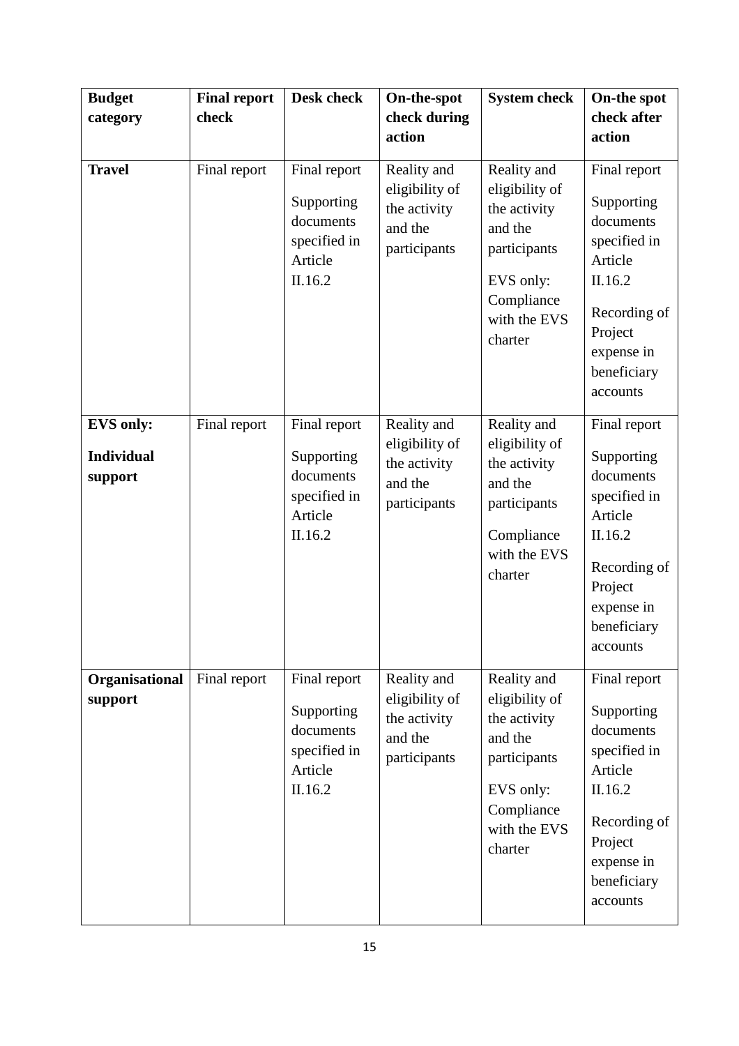| Budget category | Final report check | Desk check | On-the-spot check during action | System check | On-the spot check after action |
|---|---|---|---|---|---|
| **Travel** | Final report | Final report<br><br>Supporting documents specified in Article II.16.2 | Reality and eligibility of the activity and the participants | Reality and eligibility of the activity and the participants<br><br>EVS only: Compliance with the EVS charter | Final report<br><br>Supporting documents specified in Article II.16.2<br><br>Recording of Project expense in beneficiary accounts |
| **EVS only:**<br><br>**Individual support** | Final report | Final report<br><br>Supporting documents specified in Article II.16.2 | Reality and eligibility of the activity and the participants | Reality and eligibility of the activity and the participants<br><br>Compliance with the EVS charter | Final report<br><br>Supporting documents specified in Article II.16.2<br><br>Recording of Project expense in beneficiary accounts |
| **Organisational support** | Final report | Final report<br><br>Supporting documents specified in Article II.16.2 | Reality and eligibility of the activity and the participants | Reality and eligibility of the activity and the participants<br><br>EVS only: Compliance with the EVS charter | Final report<br><br>Supporting documents specified in Article II.16.2<br><br>Recording of Project expense in beneficiary accounts |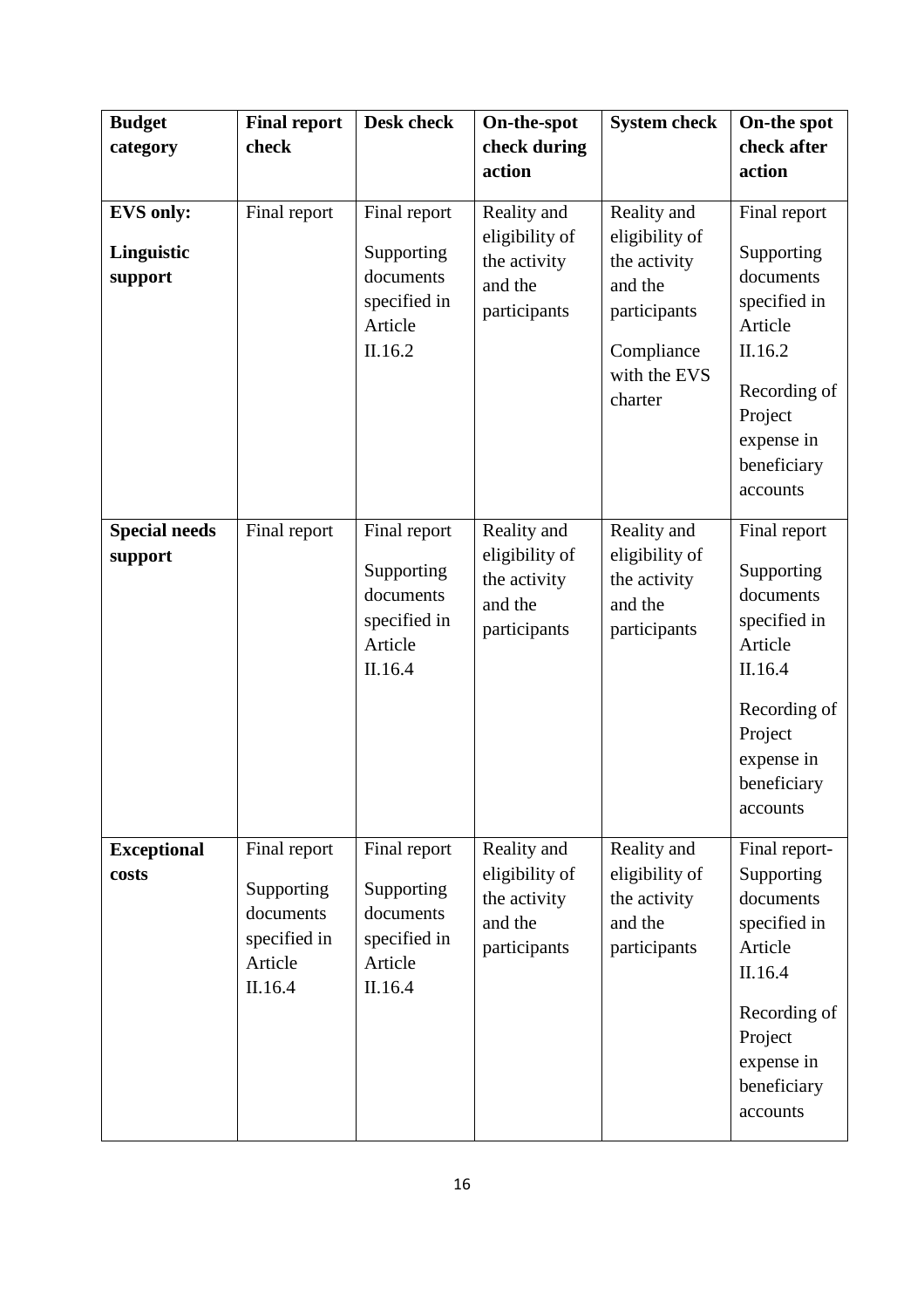| Budget category | Final report check | Desk check | On-the-spot check during action | System check | On-the spot check after action |
|---|---|---|---|---|---|
| **EVS only:**<br><br>**Linguistic support** | Final report | Final report<br><br>Supporting documents specified in Article II.16.2 | Reality and eligibility of the activity and the participants | Reality and eligibility of the activity and the participants<br><br>Compliance with the EVS charter | Final report<br><br>Supporting documents specified in Article II.16.2<br><br>Recording of Project expense in beneficiary accounts |
| **Special needs support** | Final report | Final report<br><br>Supporting documents specified in Article II.16.4 | Reality and eligibility of the activity and the participants | Reality and eligibility of the activity and the participants | Final report<br><br>Supporting documents specified in Article II.16.4<br><br>Recording of Project expense in beneficiary accounts |
| **Exceptional costs** | Final report<br><br>Supporting documents specified in Article II.16.4 | Final report<br><br>Supporting documents specified in Article II.16.4 | Reality and eligibility of the activity and the participants | Reality and eligibility of the activity and the participants | Final report-Supporting documents specified in Article II.16.4<br><br>Recording of Project expense in beneficiary accounts |